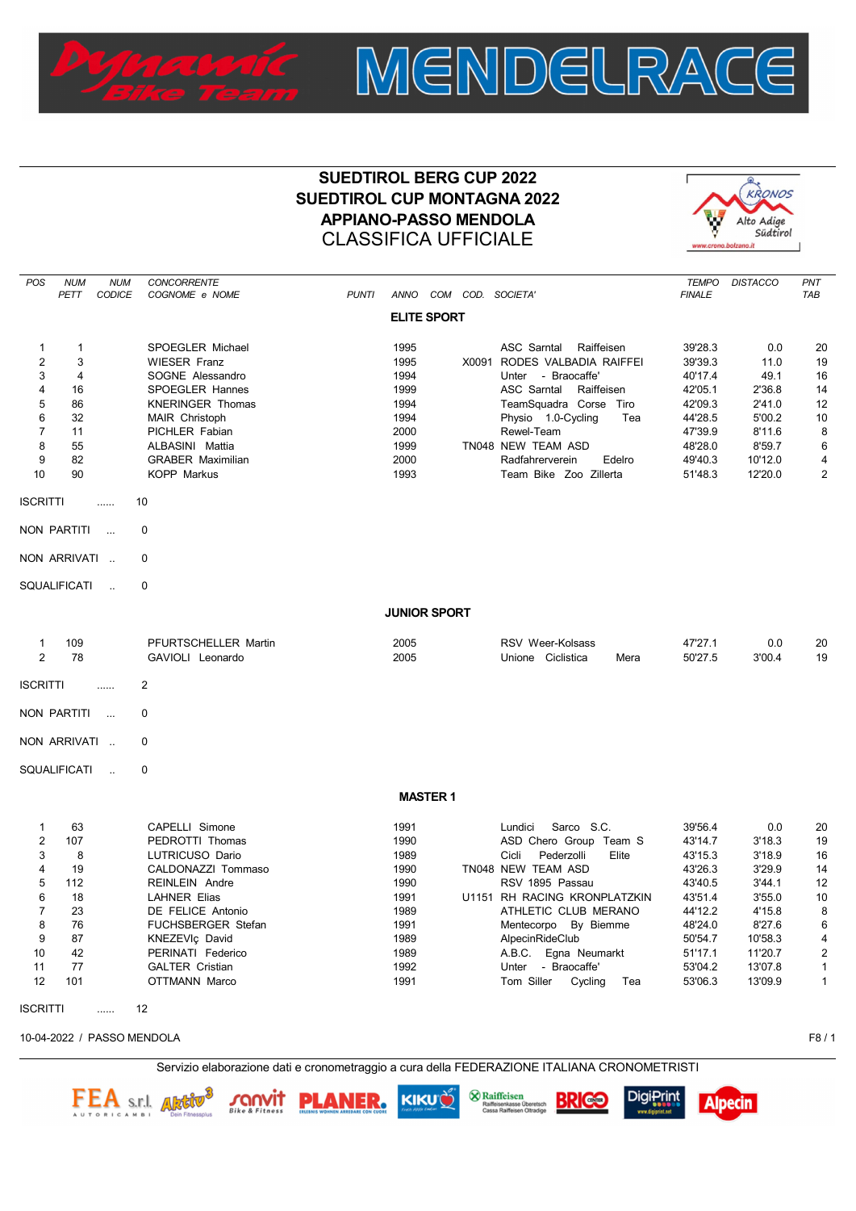# SUEDTIROL BERG CUP 2022
# SUEDTIROL CUP MONTAGNA 2022
# APPIANO-PASSO MENDOLA
## CLASSIFICA UFFICIALE

| POS | NUM PETT | NUM CODICE | CONCORRENTE COGNOME e NOME | PUNTI | ANNO | COM | COD. | SOCIETA' | TEMPO FINALE | DISTACCO | PNT TAB |
|---|---|---|---|---|---|---|---|---|---|---|---|
| | | | | | **ELITE SPORT** | | | | | | |
| 1 | 1 | | SPOEGLER Michael | | 1995 | | | ASC Sarntal Raiffeisen | 39'28.3 | 0.0 | 20 |
| 2 | 3 | | WIESER Franz | | 1995 | | X0091 | RODES VALBADIA RAIFFEI | 39'39.3 | 11.0 | 19 |
| 3 | 4 | | SOGNE Alessandro | | 1994 | | | Unter - Braocaffe' | 40'17.4 | 49.1 | 16 |
| 4 | 16 | | SPOEGLER Hannes | | 1999 | | | ASC Sarntal Raiffeisen | 42'05.1 | 2'36.8 | 14 |
| 5 | 86 | | KNERINGER Thomas | | 1994 | | | TeamSquadra Corse Tiro | 42'09.3 | 2'41.0 | 12 |
| 6 | 32 | | MAIR Christoph | | 1994 | | | Physio 1.0-Cycling Tea | 44'28.5 | 5'00.2 | 10 |
| 7 | 11 | | PICHLER Fabian | | 2000 | | | Rewel-Team | 47'39.9 | 8'11.6 | 8 |
| 8 | 55 | | ALBASINI Mattia | | 1999 | | TN048 | NEW TEAM ASD | 48'28.0 | 8'59.7 | 6 |
| 9 | 82 | | GRABER Maximilian | | 2000 | | | Radfahrerverein Edelro | 49'40.3 | 10'12.0 | 4 |
| 10 | 90 | | KOPP Markus | | 1993 | | | Team Bike Zoo Zillerta | 51'48.3 | 12'20.0 | 2 |

ISCRITTI ...... 10

NON PARTITI ... 0

NON ARRIVATI .. 0

SQUALIFICATI .. 0

### JUNIOR SPORT

| POS | NUM PETT | NUM CODICE | CONCORRENTE COGNOME e NOME | PUNTI | ANNO | COM | COD. | SOCIETA' | TEMPO FINALE | DISTACCO | PNT TAB |
|---|---|---|---|---|---|---|---|---|---|---|---|
| 1 | 109 | | PFURTSCHELLER Martin | | 2005 | | | RSV Weer-Kolsass | 47'27.1 | 0.0 | 20 |
| 2 | 78 | | GAVIOLI Leonardo | | 2005 | | | Unione Ciclistica Mera | 50'27.5 | 3'00.4 | 19 |

ISCRITTI ...... 2

NON PARTITI ... 0

NON ARRIVATI .. 0

SQUALIFICATI .. 0

### MASTER 1

| POS | NUM PETT | NUM CODICE | CONCORRENTE COGNOME e NOME | PUNTI | ANNO | COM | COD. | SOCIETA' | TEMPO FINALE | DISTACCO | PNT TAB |
|---|---|---|---|---|---|---|---|---|---|---|---|
| 1 | 63 | | CAPELLI Simone | | 1991 | | | Lundici Sarco S.C. | 39'56.4 | 0.0 | 20 |
| 2 | 107 | | PEDROTTI Thomas | | 1990 | | | ASD Chero Group Team S | 43'14.7 | 3'18.3 | 19 |
| 3 | 8 | | LUTRICUSO Dario | | 1989 | | | Cicli Pederzolli Elite | 43'15.3 | 3'18.9 | 16 |
| 4 | 19 | | CALDONAZZI Tommaso | | 1990 | | TN048 | NEW TEAM ASD | 43'26.3 | 3'29.9 | 14 |
| 5 | 112 | | REINLEIN Andre | | 1990 | | | RSV 1895 Passau | 43'40.5 | 3'44.1 | 12 |
| 6 | 18 | | LAHNER Elias | | 1991 | | U1151 | RH RACING KRONPLATZKIN | 43'51.4 | 3'55.0 | 10 |
| 7 | 23 | | DE FELICE Antonio | | 1989 | | | ATHLETIC CLUB MERANO | 44'12.2 | 4'15.8 | 8 |
| 8 | 76 | | FUCHSBERGER Stefan | | 1991 | | | Mentecorpo By Biemme | 48'24.0 | 8'27.6 | 6 |
| 9 | 87 | | KNEZEVIç David | | 1989 | | | AlpecinRideClub | 50'54.7 | 10'58.3 | 4 |
| 10 | 42 | | PERINATI Federico | | 1989 | | | A.B.C. Egna Neumarkt | 51'17.1 | 11'20.7 | 2 |
| 11 | 77 | | GALTER Cristian | | 1992 | | | Unter - Braocaffe' | 53'04.2 | 13'07.8 | 1 |
| 12 | 101 | | OTTMANN Marco | | 1991 | | | Tom Siller Cycling Tea | 53'06.3 | 13'09.9 | 1 |

ISCRITTI ...... 12

10-04-2022 / PASSO MENDOLA

Servizio elaborazione dati e cronometraggio a cura della FEDERAZIONE ITALIANA CRONOMETRISTI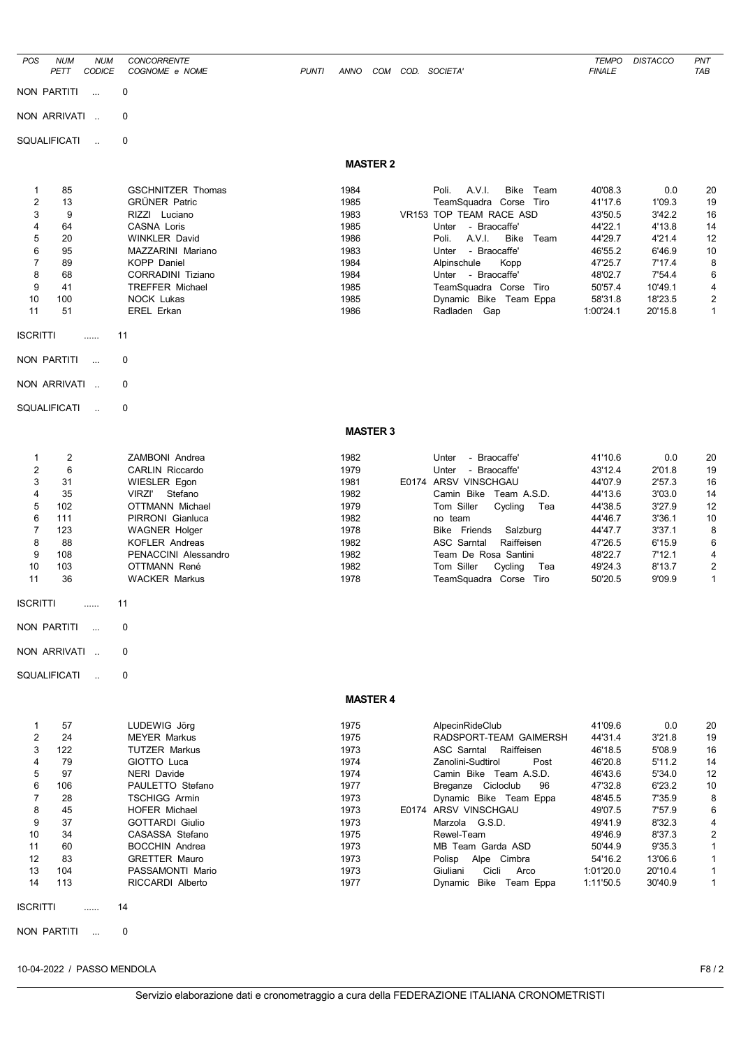| POS | NUM PETT | NUM CODICE | CONCORRENTE COGNOME e NOME | PUNTI | ANNO | COM | COD. | SOCIETA' | TEMPO FINALE | DISTACCO | PNT TAB |
|---|---|---|---|---|---|---|---|---|---|---|---|

NON PARTITI ... 0

NON ARRIVATI .. 0

SQUALIFICATI .. 0

## MASTER 2

| POS | NUM PETT | NUM CODICE | CONCORRENTE COGNOME e NOME | PUNTI | ANNO | COM | COD. | SOCIETA' | TEMPO FINALE | DISTACCO | PNT TAB |
|---|---|---|---|---|---|---|---|---|---|---|---|
| 1 | 85 | | GSCHNITZER Thomas | | 1984 | | | Poli. A.V.I. Bike Team | 40'08.3 | 0.0 | 20 |
| 2 | 13 | | GRÜNER Patric | | 1985 | | | TeamSquadra Corse Tiro | 41'17.6 | 1'09.3 | 19 |
| 3 | 9 | | RIZZI Luciano | | 1983 | | VR153 | TOP TEAM RACE ASD | 43'50.5 | 3'42.2 | 16 |
| 4 | 64 | | CASNA Loris | | 1985 | | | Unter - Braocaffe' | 44'22.1 | 4'13.8 | 14 |
| 5 | 20 | | WINKLER David | | 1986 | | | Poli. A.V.I. Bike Team | 44'29.7 | 4'21.4 | 12 |
| 6 | 95 | | MAZZARINI Mariano | | 1983 | | | Unter - Braocaffe' | 46'55.2 | 6'46.9 | 10 |
| 7 | 89 | | KOPP Daniel | | 1984 | | | Alpinschule Kopp | 47'25.7 | 7'17.4 | 8 |
| 8 | 68 | | CORRADINI Tiziano | | 1984 | | | Unter - Braocaffe' | 48'02.7 | 7'54.4 | 6 |
| 9 | 41 | | TREFFER Michael | | 1985 | | | TeamSquadra Corse Tiro | 50'57.4 | 10'49.1 | 4 |
| 10 | 100 | | NOCK Lukas | | 1985 | | | Dynamic Bike Team Eppa | 58'31.8 | 18'23.5 | 2 |
| 11 | 51 | | EREL Erkan | | 1986 | | | Radladen Gap | 1:00'24.1 | 20'15.8 | 1 |

ISCRITTI ...... 11

NON PARTITI ... 0

NON ARRIVATI .. 0

SQUALIFICATI .. 0

## MASTER 3

| POS | NUM PETT | NUM CODICE | CONCORRENTE COGNOME e NOME | PUNTI | ANNO | COM | COD. | SOCIETA' | TEMPO FINALE | DISTACCO | PNT TAB |
|---|---|---|---|---|---|---|---|---|---|---|---|
| 1 | 2 | | ZAMBONI Andrea | | 1982 | | | Unter - Braocaffe' | 41'10.6 | 0.0 | 20 |
| 2 | 6 | | CARLIN Riccardo | | 1979 | | | Unter - Braocaffe' | 43'12.4 | 2'01.8 | 19 |
| 3 | 31 | | WIESLER Egon | | 1981 | | E0174 | ARSV VINSCHGAU | 44'07.9 | 2'57.3 | 16 |
| 4 | 35 | | VIRZI' Stefano | | 1982 | | | Camin Bike Team A.S.D. | 44'13.6 | 3'03.0 | 14 |
| 5 | 102 | | OTTMANN Michael | | 1979 | | | Tom Siller Cycling Tea | 44'38.5 | 3'27.9 | 12 |
| 6 | 111 | | PIRRONI Gianluca | | 1982 | | | no team | 44'46.7 | 3'36.1 | 10 |
| 7 | 123 | | WAGNER Holger | | 1978 | | | Bike Friends Salzburg | 44'47.7 | 3'37.1 | 8 |
| 8 | 88 | | KOFLER Andreas | | 1982 | | | ASC Sarntal Raiffeisen | 47'26.5 | 6'15.9 | 6 |
| 9 | 108 | | PENACCINI Alessandro | | 1982 | | | Team De Rosa Santini | 48'22.7 | 7'12.1 | 4 |
| 10 | 103 | | OTTMANN René | | 1982 | | | Tom Siller Cycling Tea | 49'24.3 | 8'13.7 | 2 |
| 11 | 36 | | WACKER Markus | | 1978 | | | TeamSquadra Corse Tiro | 50'20.5 | 9'09.9 | 1 |

ISCRITTI ...... 11

NON PARTITI ... 0

NON ARRIVATI .. 0

SQUALIFICATI .. 0

## MASTER 4

| POS | NUM PETT | NUM CODICE | CONCORRENTE COGNOME e NOME | PUNTI | ANNO | COM | COD. | SOCIETA' | TEMPO FINALE | DISTACCO | PNT TAB |
|---|---|---|---|---|---|---|---|---|---|---|---|
| 1 | 57 | | LUDEWIG Jörg | | 1975 | | | AlpecinRideClub | 41'09.6 | 0.0 | 20 |
| 2 | 24 | | MEYER Markus | | 1975 | | | RADSPORT-TEAM GAIMERSH | 44'31.4 | 3'21.8 | 19 |
| 3 | 122 | | TUTZER Markus | | 1973 | | | ASC Sarntal Raiffeisen | 46'18.5 | 5'08.9 | 16 |
| 4 | 79 | | GIOTTO Luca | | 1974 | | | Zanolini-Sudtirol Post | 46'20.8 | 5'11.2 | 14 |
| 5 | 97 | | NERI Davide | | 1974 | | | Camin Bike Team A.S.D. | 46'43.6 | 5'34.0 | 12 |
| 6 | 106 | | PAULETTO Stefano | | 1977 | | | Breganze Cicloclub 96 | 47'32.8 | 6'23.2 | 10 |
| 7 | 28 | | TSCHIGG Armin | | 1973 | | | Dynamic Bike Team Eppa | 48'45.5 | 7'35.9 | 8 |
| 8 | 45 | | HOFER Michael | | 1973 | | E0174 | ARSV VINSCHGAU | 49'07.5 | 7'57.9 | 6 |
| 9 | 37 | | GOTTARDI Giulio | | 1973 | | | Marzola G.S.D. | 49'41.9 | 8'32.3 | 4 |
| 10 | 34 | | CASASSA Stefano | | 1975 | | | Rewel-Team | 49'46.9 | 8'37.3 | 2 |
| 11 | 60 | | BOCCHIN Andrea | | 1973 | | | MB Team Garda ASD | 50'44.9 | 9'35.3 | 1 |
| 12 | 83 | | GRETTER Mauro | | 1973 | | | Polisp Alpe Cimbra | 54'16.2 | 13'06.6 | 1 |
| 13 | 104 | | PASSAMONTI Mario | | 1973 | | | Giuliani Cicli Arco | 1:01'20.0 | 20'10.4 | 1 |
| 14 | 113 | | RICCARDI Alberto | | 1977 | | | Dynamic Bike Team Eppa | 1:11'50.5 | 30'40.9 | 1 |

ISCRITTI ...... 14

NON PARTITI ... 0

10-04-2022 / PASSO MENDOLA

Servizio elaborazione dati e cronometraggio a cura della FEDERAZIONE ITALIANA CRONOMETRISTI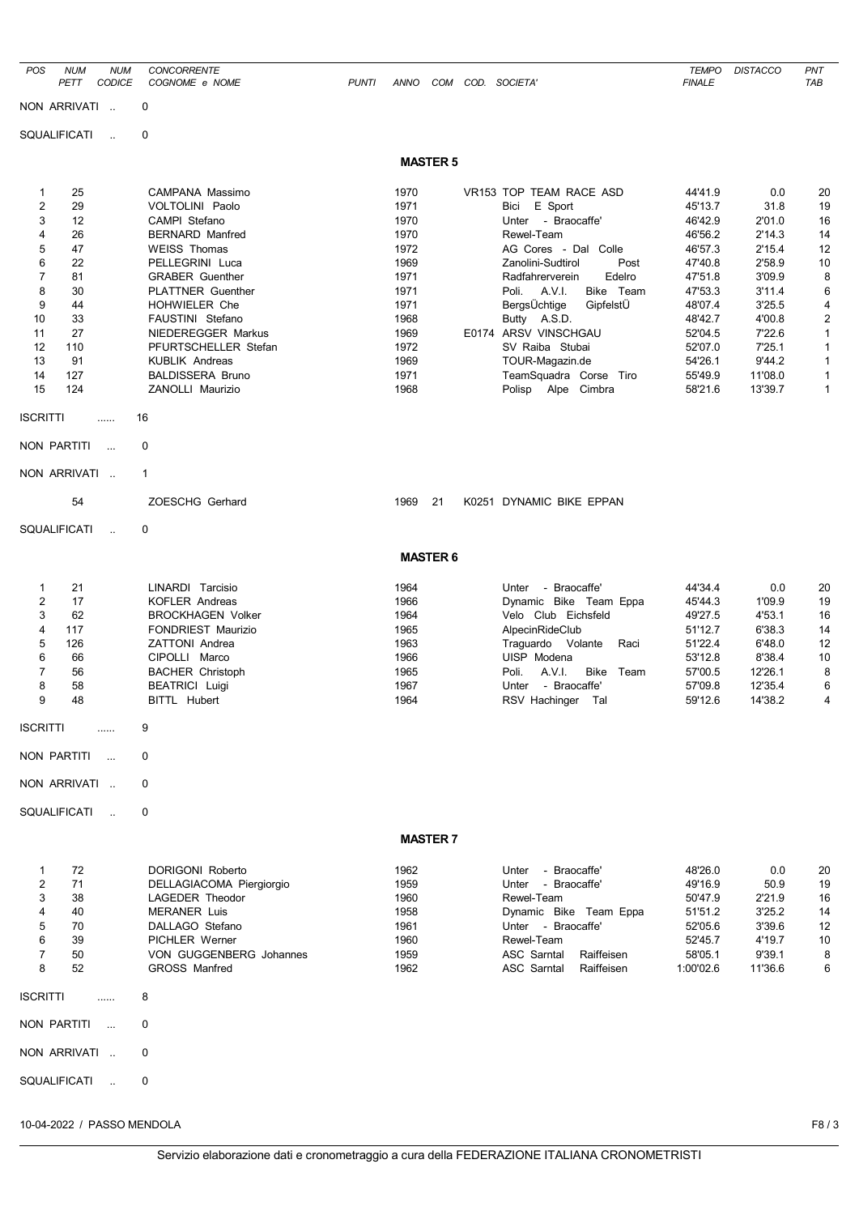| POS | NUM PETT | NUM CODICE | CONCORRENTE COGNOME e NOME | PUNTI | ANNO | COM | COD. | SOCIETA' | TEMPO FINALE | DISTACCO | PNT TAB |
|---|---|---|---|---|---|---|---|---|---|---|---|

NON ARRIVATI .. 0

SQUALIFICATI .. 0

## MASTER 5

| POS | NUM PETT | NUM CODICE | CONCORRENTE COGNOME e NOME | PUNTI | ANNO | COM | COD. | SOCIETA' | TEMPO FINALE | DISTACCO | PNT TAB |
|---|---|---|---|---|---|---|---|---|---|---|---|
| 1 | 25 | | CAMPANA Massimo | | 1970 | | VR153 | TOP TEAM RACE ASD | 44'41.9 | 0.0 | 20 |
| 2 | 29 | | VOLTOLINI Paolo | | 1971 | | | Bici E Sport | 45'13.7 | 31.8 | 19 |
| 3 | 12 | | CAMPI Stefano | | 1970 | | | Unter - Braocaffe' | 46'42.9 | 2'01.0 | 16 |
| 4 | 26 | | BERNARD Manfred | | 1970 | | | Rewel-Team | 46'56.2 | 2'14.3 | 14 |
| 5 | 47 | | WEISS Thomas | | 1972 | | | AG Cores - Dal Colle | 46'57.3 | 2'15.4 | 12 |
| 6 | 22 | | PELLEGRINI Luca | | 1969 | | | Zanolini-Sudtirol Post | 47'40.8 | 2'58.9 | 10 |
| 7 | 81 | | GRABER Guenther | | 1971 | | | Radfahrerverein Edelro | 47'51.8 | 3'09.9 | 8 |
| 8 | 30 | | PLATTNER Guenther | | 1971 | | | Poli. A.V.I. Bike Team | 47'53.3 | 3'11.4 | 6 |
| 9 | 44 | | HOHWIELER Che | | 1971 | | | BergsÜchtige GipfelstÜ | 48'07.4 | 3'25.5 | 4 |
| 10 | 33 | | FAUSTINI Stefano | | 1968 | | | Butty A.S.D. | 48'42.7 | 4'00.8 | 2 |
| 11 | 27 | | NIEDEREGGER Markus | | 1969 | | E0174 | ARSV VINSCHGAU | 52'04.5 | 7'22.6 | 1 |
| 12 | 110 | | PFURTSCHELLER Stefan | | 1972 | | | SV Raiba Stubai | 52'07.0 | 7'25.1 | 1 |
| 13 | 91 | | KUBLIK Andreas | | 1969 | | | TOUR-Magazin.de | 54'26.1 | 9'44.2 | 1 |
| 14 | 127 | | BALDISSERA Bruno | | 1971 | | | TeamSquadra Corse Tiro | 55'49.9 | 11'08.0 | 1 |
| 15 | 124 | | ZANOLLI Maurizio | | 1968 | | | Polisp Alpe Cimbra | 58'21.6 | 13'39.7 | 1 |

ISCRITTI ...... 16

NON PARTITI ... 0

NON ARRIVATI .. 1

| POS | NUM PETT | NUM CODICE | CONCORRENTE COGNOME e NOME | PUNTI | ANNO | COM | COD. | SOCIETA' | TEMPO FINALE | DISTACCO | PNT TAB |
|---|---|---|---|---|---|---|---|---|---|---|---|
| | 54 | | ZOESCHG Gerhard | | 1969 | 21 | K0251 | DYNAMIC BIKE EPPAN | | | |

SQUALIFICATI .. 0

## MASTER 6

| POS | NUM PETT | NUM CODICE | CONCORRENTE COGNOME e NOME | PUNTI | ANNO | COM | COD. | SOCIETA' | TEMPO FINALE | DISTACCO | PNT TAB |
|---|---|---|---|---|---|---|---|---|---|---|---|
| 1 | 21 | | LINARDI Tarcisio | | 1964 | | | Unter - Braocaffe' | 44'34.4 | 0.0 | 20 |
| 2 | 17 | | KOFLER Andreas | | 1966 | | | Dynamic Bike Team Eppa | 45'44.3 | 1'09.9 | 19 |
| 3 | 62 | | BROCKHAGEN Volker | | 1964 | | | Velo Club Eichsfeld | 49'27.5 | 4'53.1 | 16 |
| 4 | 117 | | FONDRIEST Maurizio | | 1965 | | | AlpecinRideClub | 51'12.7 | 6'38.3 | 14 |
| 5 | 126 | | ZATTONI Andrea | | 1963 | | | Traguardo Volante Raci | 51'22.4 | 6'48.0 | 12 |
| 6 | 66 | | CIPOLLI Marco | | 1966 | | | UISP Modena | 53'12.8 | 8'38.4 | 10 |
| 7 | 56 | | BACHER Christoph | | 1965 | | | Poli. A.V.I. Bike Team | 57'00.5 | 12'26.1 | 8 |
| 8 | 58 | | BEATRICI Luigi | | 1967 | | | Unter - Braocaffe' | 57'09.8 | 12'35.4 | 6 |
| 9 | 48 | | BITTL Hubert | | 1964 | | | RSV Hachinger Tal | 59'12.6 | 14'38.2 | 4 |

ISCRITTI ...... 9

NON PARTITI ... 0

NON ARRIVATI .. 0

SQUALIFICATI .. 0

## MASTER 7

| POS | NUM PETT | NUM CODICE | CONCORRENTE COGNOME e NOME | PUNTI | ANNO | COM | COD. | SOCIETA' | TEMPO FINALE | DISTACCO | PNT TAB |
|---|---|---|---|---|---|---|---|---|---|---|---|
| 1 | 72 | | DORIGONI Roberto | | 1962 | | | Unter - Braocaffe' | 48'26.0 | 0.0 | 20 |
| 2 | 71 | | DELLAGIACOMA Piergiorgio | | 1959 | | | Unter - Braocaffe' | 49'16.9 | 50.9 | 19 |
| 3 | 38 | | LAGEDER Theodor | | 1960 | | | Rewel-Team | 50'47.9 | 2'21.9 | 16 |
| 4 | 40 | | MERANER Luis | | 1958 | | | Dynamic Bike Team Eppa | 51'51.2 | 3'25.2 | 14 |
| 5 | 70 | | DALLAGO Stefano | | 1961 | | | Unter - Braocaffe' | 52'05.6 | 3'39.6 | 12 |
| 6 | 39 | | PICHLER Werner | | 1960 | | | Rewel-Team | 52'45.7 | 4'19.7 | 10 |
| 7 | 50 | | VON GUGGENBERG Johannes | | 1959 | | | ASC Sarntal Raiffeisen | 58'05.1 | 9'39.1 | 8 |
| 8 | 52 | | GROSS Manfred | | 1962 | | | ASC Sarntal Raiffeisen | 1:00'02.6 | 11'36.6 | 6 |

ISCRITTI ...... 8

NON PARTITI ... 0

NON ARRIVATI .. 0

SQUALIFICATI .. 0

10-04-2022 / PASSO MENDOLA

Servizio elaborazione dati e cronometraggio a cura della FEDERAZIONE ITALIANA CRONOMETRISTI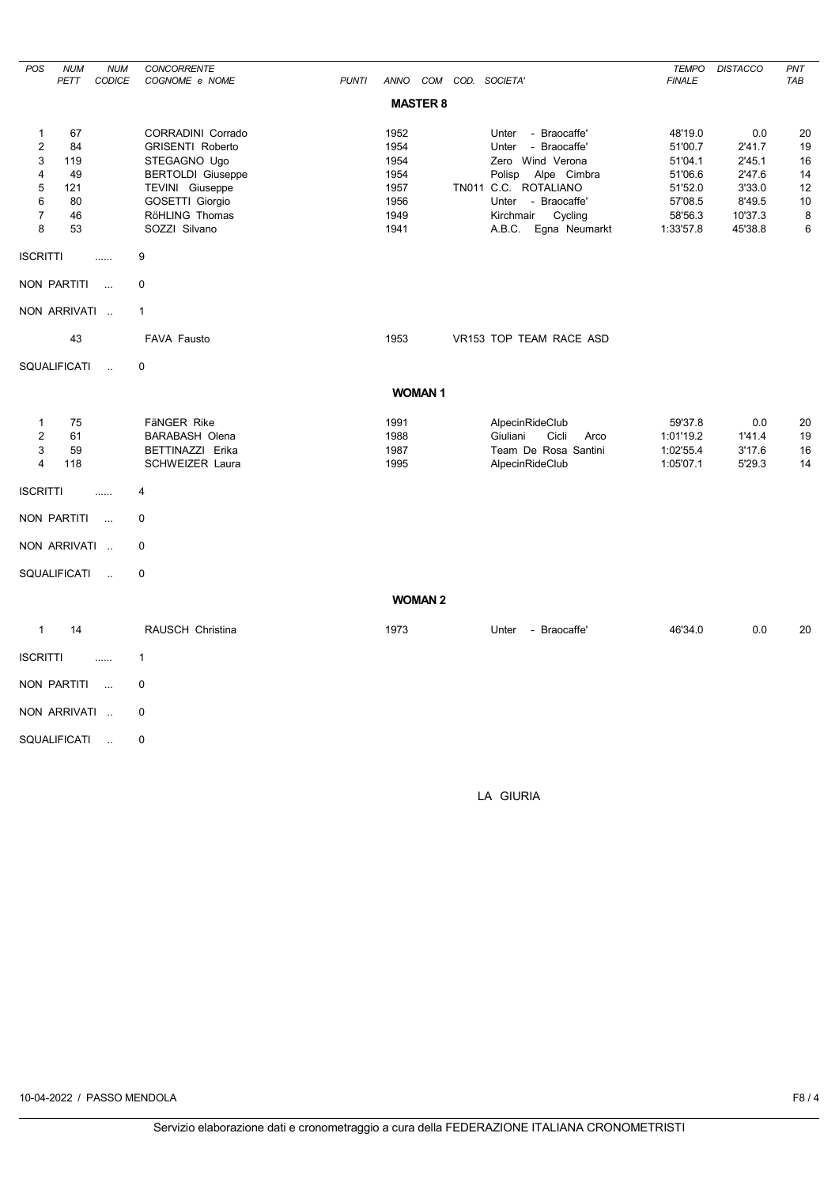| POS | NUM PETT | NUM CODICE | CONCORRENTE COGNOME e NOME | PUNTI | ANNO | COM | COD. | SOCIETA' | TEMPO FINALE | DISTACCO | PNT TAB |
|---|---|---|---|---|---|---|---|---|---|---|---|

**MASTER 8**

| POS | NUM PETT | NUM CODICE | CONCORRENTE COGNOME e NOME | PUNTI | ANNO | COM | COD. | SOCIETA' | TEMPO FINALE | DISTACCO | PNT TAB |
|---|---|---|---|---|---|---|---|---|---|---|---|
| 1 | 67 | | CORRADINI Corrado | | 1952 | | | Unter - Braocaffe' | 48'19.0 | 0.0 | 20 |
| 2 | 84 | | GRISENTI Roberto | | 1954 | | | Unter - Braocaffe' | 51'00.7 | 2'41.7 | 19 |
| 3 | 119 | | STEGAGNO Ugo | | 1954 | | | Zero Wind Verona | 51'04.1 | 2'45.1 | 16 |
| 4 | 49 | | BERTOLDI Giuseppe | | 1954 | | | Polisp Alpe Cimbra | 51'06.6 | 2'47.6 | 14 |
| 5 | 121 | | TEVINI Giuseppe | | 1957 | | TN011 | C.C. ROTALIANO | 51'52.0 | 3'33.0 | 12 |
| 6 | 80 | | GOSETTI Giorgio | | 1956 | | | Unter - Braocaffe' | 57'08.5 | 8'49.5 | 10 |
| 7 | 46 | | RöHLING Thomas | | 1949 | | | Kirchmair Cycling | 58'56.3 | 10'37.3 | 8 |
| 8 | 53 | | SOZZI Silvano | | 1941 | | | A.B.C. Egna Neumarkt | 1:33'57.8 | 45'38.8 | 6 |

ISCRITTI ...... 9

NON PARTITI ... 0

NON ARRIVATI .. 1

| NUM PETT | CONCORRENTE | ANNO | COD. | SOCIETA' |
|---|---|---|---|---|
| 43 | FAVA Fausto | 1953 | VR153 | TOP TEAM RACE ASD |

SQUALIFICATI .. 0

**WOMAN 1**

| POS | NUM PETT | NUM CODICE | CONCORRENTE COGNOME e NOME | PUNTI | ANNO | COM | COD. | SOCIETA' | TEMPO FINALE | DISTACCO | PNT TAB |
|---|---|---|---|---|---|---|---|---|---|---|---|
| 1 | 75 | | FäNGER Rike | | 1991 | | | AlpecinRideClub | 59'37.8 | 0.0 | 20 |
| 2 | 61 | | BARABASH Olena | | 1988 | | | Giuliani Cicli Arco | 1:01'19.2 | 1'41.4 | 19 |
| 3 | 59 | | BETTINAZZI Erika | | 1987 | | | Team De Rosa Santini | 1:02'55.4 | 3'17.6 | 16 |
| 4 | 118 | | SCHWEIZER Laura | | 1995 | | | AlpecinRideClub | 1:05'07.1 | 5'29.3 | 14 |

ISCRITTI ...... 4

NON PARTITI ... 0

NON ARRIVATI .. 0

SQUALIFICATI .. 0

**WOMAN 2**

| POS | NUM PETT | NUM CODICE | CONCORRENTE COGNOME e NOME | PUNTI | ANNO | COM | COD. | SOCIETA' | TEMPO FINALE | DISTACCO | PNT TAB |
|---|---|---|---|---|---|---|---|---|---|---|---|
| 1 | 14 | | RAUSCH Christina | | 1973 | | | Unter - Braocaffe' | 46'34.0 | 0.0 | 20 |

ISCRITTI ...... 1

NON PARTITI ... 0

NON ARRIVATI .. 0

SQUALIFICATI .. 0

LA GIURIA

10-04-2022 / PASSO MENDOLA

Servizio elaborazione dati e cronometraggio a cura della FEDERAZIONE ITALIANA CRONOMETRISTI